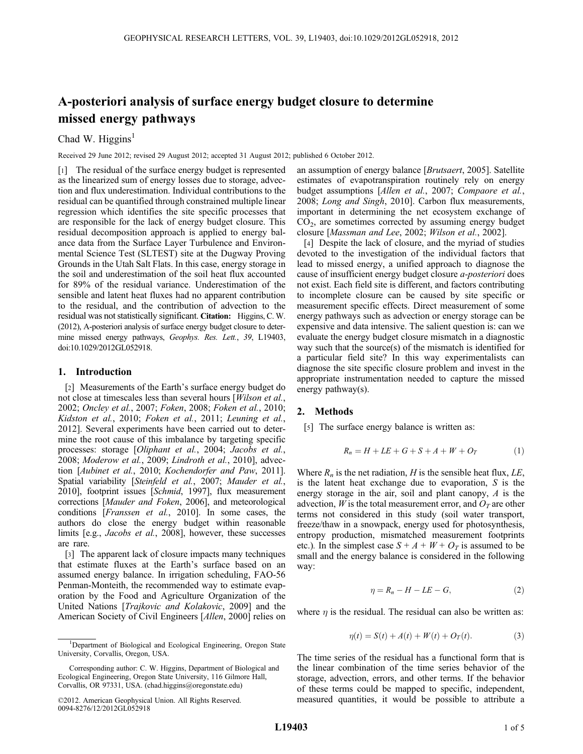# A-posteriori analysis of surface energy budget closure to determine missed energy pathways

Chad W. Higgins[1]

Received 29 June 2012; revised 29 August 2012; accepted 31 August 2012; published 6 October 2012.

[1] The residual of the surface energy budget is represented as the linearized sum of energy losses due to storage, advection and flux underestimation. Individual contributions to the residual can be quantified through constrained multiple linear regression which identifies the site specific processes that are responsible for the lack of energy budget closure. This residual decomposition approach is applied to energy balance data from the Surface Layer Turbulence and Environmental Science Test (SLTEST) site at the Dugway Proving Grounds in the Utah Salt Flats. In this case, energy storage in the soil and underestimation of the soil heat flux accounted for 89% of the residual variance. Underestimation of the sensible and latent heat fluxes had no apparent contribution to the residual, and the contribution of advection to the residual was not statistically significant. **Citation:** Higgins, C. W. (2012), A-posteriori analysis of surface energy budget closure to determine missed energy pathways, *Geophys. Res. Lett.*, *39*, L19403, doi:10.1029/2012GL052918.

## 1. Introduction

[2] Measurements of the Earth's surface energy budget do not close at timescales less than several hours [*Wilson et al.*, 2002; *Oncley et al.*, 2007; *Foken*, 2008; *Foken et al.*, 2010; *Kidston et al.*, 2010; *Foken et al.*, 2011; *Leuning et al.*, 2012]. Several experiments have been carried out to determine the root cause of this imbalance by targeting specific processes: storage [*Oliphant et al.*, 2004; *Jacobs et al.*, 2008; *Moderow et al.*, 2009; *Lindroth et al.*, 2010], advection [*Aubinet et al.*, 2010; *Kochendorfer and Paw*, 2011]. Spatial variability [*Steinfeld et al.*, 2007; *Mauder et al.*, 2010], footprint issues [*Schmid*, 1997], flux measurement corrections [*Mauder and Foken*, 2006], and meteorological conditions [*Franssen et al.*, 2010]. In some cases, the authors do close the energy budget within reasonable limits [e.g., *Jacobs et al.*, 2008], however, these successes are rare.

[3] The apparent lack of closure impacts many techniques that estimate fluxes at the Earth's surface based on an assumed energy balance. In irrigation scheduling, FAO-56 Penman-Monteith, the recommended way to estimate evaporation by the Food and Agriculture Organization of the United Nations [*Trajkovic and Kolakovic*, 2009] and the American Society of Civil Engineers [*Allen*, 2000] relies on an assumption of energy balance [*Brutsaert*, 2005]. Satellite estimates of evapotranspiration routinely rely on energy budget assumptions [*Allen et al.*, 2007; *Compaore et al.*, 2008; *Long and Singh*, 2010]. Carbon flux measurements, important in determining the net ecosystem exchange of $CO_2$, are sometimes corrected by assuming energy budget closure [*Massman and Lee*, 2002; *Wilson et al.*, 2002].

[4] Despite the lack of closure, and the myriad of studies devoted to the investigation of the individual factors that lead to missed energy, a unified approach to diagnose the cause of insufficient energy budget closure *a-posteriori* does not exist. Each field site is different, and factors contributing to incomplete closure can be caused by site specific or measurement specific effects. Direct measurement of some energy pathways such as advection or energy storage can be expensive and data intensive. The salient question is: can we evaluate the energy budget closure mismatch in a diagnostic way such that the source(s) of the mismatch is identified for a particular field site? In this way experimentalists can diagnose the site specific closure problem and invest in the appropriate instrumentation needed to capture the missed energy pathway(s).

## 2. Methods

[5] The surface energy balance is written as:

$$R_n = H + LE + G + S + A + W + O_T \tag{1}$$

Where $R_n$ is the net radiation, $H$ is the sensible heat flux, $LE$, is the latent heat exchange due to evaporation, $S$ is the energy storage in the air, soil and plant canopy, $A$ is the advection, $W$ is the total measurement error, and $O_T$ are other terms not considered in this study (soil water transport, freeze/thaw in a snowpack, energy used for photosynthesis, entropy production, mismatched measurement footprints etc.). In the simplest case $S + A + W + O_T$ is assumed to be small and the energy balance is considered in the following way:

$$\eta = R_n - H - LE - G, \tag{2}$$

where $\eta$ is the residual. The residual can also be written as:

$$\eta(t) = S(t) + A(t) + W(t) + O_T(t). \tag{3}$$

The time series of the residual has a functional form that is the linear combination of the time series behavior of the storage, advection, errors, and other terms. If the behavior of these terms could be mapped to specific, independent, measured quantities, it would be possible to attribute a

[1] Department of Biological and Ecological Engineering, Oregon State University, Corvallis, Oregon, USA.

Corresponding author: C. W. Higgins, Department of Biological and Ecological Engineering, Oregon State University, 116 Gilmore Hall, Corvallis, OR 97331, USA. (chad.higgins@oregonstate.edu)

©2012. American Geophysical Union. All Rights Reserved.
0094-8276/12/2012GL052918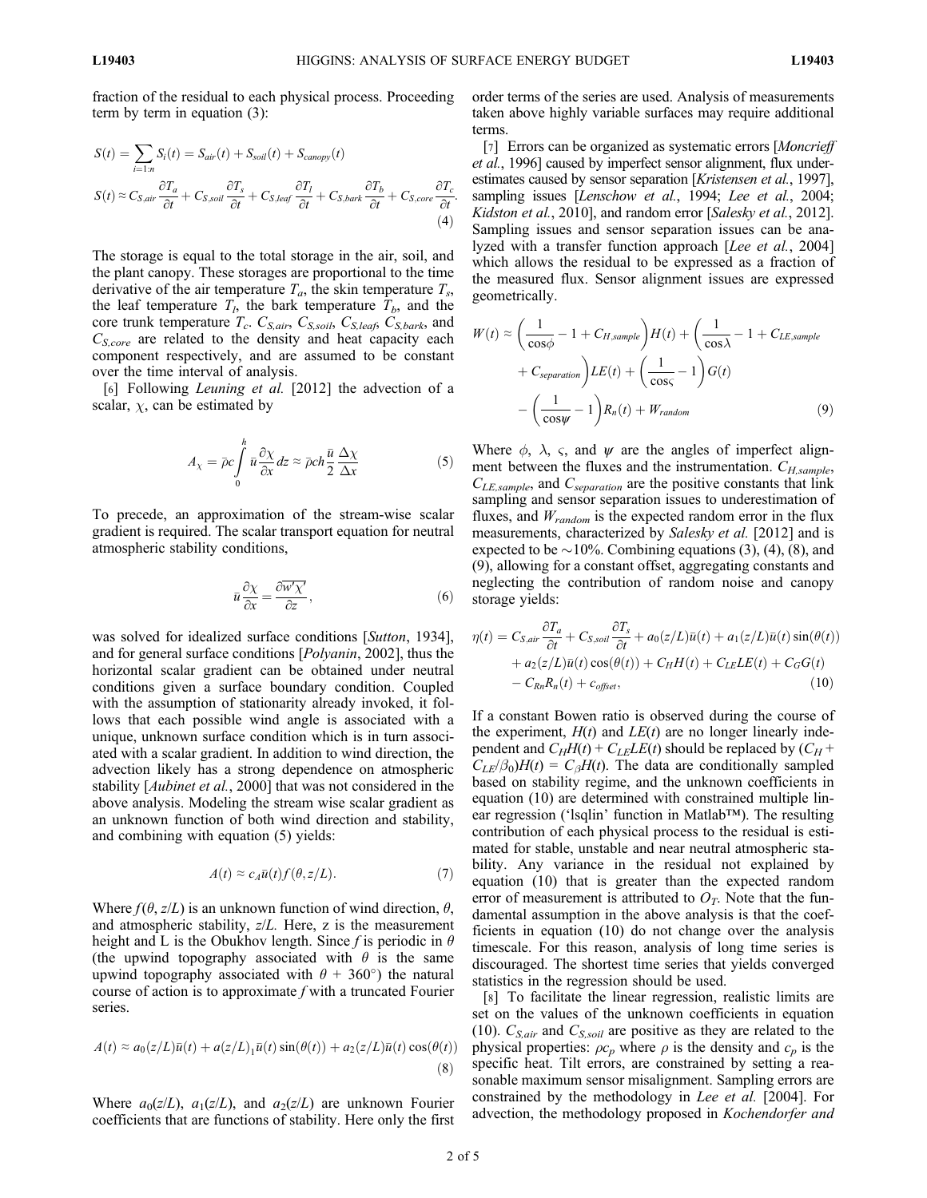fraction of the residual to each physical process. Proceeding term by term in equation (3):

$$S(t) = \sum_{i=1:n} S_i(t) = S_{air}(t) + S_{soil}(t) + S_{canopy}(t)$$
$$S(t) \approx C_{S,air}\frac{\partial T_a}{\partial t} + C_{S,soil}\frac{\partial T_s}{\partial t} + C_{S,leaf}\frac{\partial T_l}{\partial t} + C_{S,bark}\frac{\partial T_b}{\partial t} + C_{S,core}\frac{\partial T_c}{\partial t}. \quad (4)$$

The storage is equal to the total storage in the air, soil, and the plant canopy. These storages are proportional to the time derivative of the air temperature $T_a$, the skin temperature $T_s$, the leaf temperature $T_l$, the bark temperature $T_b$, and the core trunk temperature $T_c$. $C_{S,air}$, $C_{S,soil}$, $C_{S,leaf}$, $C_{S,bark}$, and $C_{S,core}$ are related to the density and heat capacity each component respectively, and are assumed to be constant over the time interval of analysis.

[6] Following *Leuning et al.* [2012] the advection of a scalar, $\chi$, can be estimated by

$$A_\chi = \bar{\rho}c\int_0^h \bar{u}\frac{\partial \chi}{\partial x}dz \approx \bar{\rho}ch\frac{\bar{u}}{2}\frac{\Delta\chi}{\Delta x} \quad (5)$$

To precede, an approximation of the stream-wise scalar gradient is required. The scalar transport equation for neutral atmospheric stability conditions,

$$\bar{u}\frac{\partial \chi}{\partial x} = \frac{\partial \overline{w'\chi'}}{\partial z}, \quad (6)$$

was solved for idealized surface conditions [*Sutton*, 1934], and for general surface conditions [*Polyanin*, 2002], thus the horizontal scalar gradient can be obtained under neutral conditions given a surface boundary condition. Coupled with the assumption of stationarity already invoked, it follows that each possible wind angle is associated with a unique, unknown surface condition which is in turn associated with a scalar gradient. In addition to wind direction, the advection likely has a strong dependence on atmospheric stability [*Aubinet et al.*, 2000] that was not considered in the above analysis. Modeling the stream wise scalar gradient as an unknown function of both wind direction and stability, and combining with equation (5) yields:

$$A(t) \approx c_A\bar{u}(t)f(\theta, z/L). \quad (7)$$

Where $f(\theta, z/L)$ is an unknown function of wind direction, $\theta$, and atmospheric stability, $z/L$. Here, z is the measurement height and L is the Obukhov length. Since $f$ is periodic in $\theta$ (the upwind topography associated with $\theta$ is the same upwind topography associated with $\theta + 360°$) the natural course of action is to approximate $f$ with a truncated Fourier series.

$$A(t) \approx a_0(z/L)\bar{u}(t) + a(z/L)_1\bar{u}(t)\sin(\theta(t)) + a_2(z/L)\bar{u}(t)\cos(\theta(t)) \quad (8)$$

Where $a_0(z/L)$, $a_1(z/L)$, and $a_2(z/L)$ are unknown Fourier coefficients that are functions of stability. Here only the first order terms of the series are used. Analysis of measurements taken above highly variable surfaces may require additional terms.

[7] Errors can be organized as systematic errors [*Moncrieff et al.*, 1996] caused by imperfect sensor alignment, flux underestimates caused by sensor separation [*Kristensen et al.*, 1997], sampling issues [*Lenschow et al.*, 1994; *Lee et al.*, 2004; *Kidston et al.*, 2010], and random error [*Salesky et al.*, 2012]. Sampling issues and sensor separation issues can be analyzed with a transfer function approach [*Lee et al.*, 2004] which allows the residual to be expressed as a fraction of the measured flux. Sensor alignment issues are expressed geometrically.

$$W(t) \approx \left(\frac{1}{\cos\phi} - 1 + C_{H,sample}\right)H(t) + \left(\frac{1}{\cos\lambda} - 1 + C_{LE,sample} + C_{separation}\right)LE(t) + \left(\frac{1}{\cos\varsigma} - 1\right)G(t) - \left(\frac{1}{\cos\psi} - 1\right)R_n(t) + W_{random} \quad (9)$$

Where $\phi$, $\lambda$, $\varsigma$, and $\psi$ are the angles of imperfect alignment between the fluxes and the instrumentation. $C_{H,sample}$, $C_{LE,sample}$, and $C_{separation}$ are the positive constants that link sampling and sensor separation issues to underestimation of fluxes, and $W_{random}$ is the expected random error in the flux measurements, characterized by *Salesky et al.* [2012] and is expected to be ~10%. Combining equations (3), (4), (8), and (9), allowing for a constant offset, aggregating constants and neglecting the contribution of random noise and canopy storage yields:

$$\eta(t) = C_{S,air}\frac{\partial T_a}{\partial t} + C_{S,soil}\frac{\partial T_s}{\partial t} + a_0(z/L)\bar{u}(t) + a_1(z/L)\bar{u}(t)\sin(\theta(t)) + a_2(z/L)\bar{u}(t)\cos(\theta(t)) + C_H H(t) + C_{LE}LE(t) + C_G G(t) - C_{Rn}R_n(t) + c_{offset}, \quad (10)$$

If a constant Bowen ratio is observed during the course of the experiment, $H(t)$ and $LE(t)$ are no longer linearly independent and $C_H H(t) + C_{LE}LE(t)$ should be replaced by $(C_H + C_{LE}/\beta_0)H(t) = C_\beta H(t)$. The data are conditionally sampled based on stability regime, and the unknown coefficients in equation (10) are determined with constrained multiple linear regression ('lsqlin' function in Matlab™). The resulting contribution of each physical process to the residual is estimated for stable, unstable and near neutral atmospheric stability. Any variance in the residual not explained by equation (10) that is greater than the expected random error of measurement is attributed to $O_T$. Note that the fundamental assumption in the above analysis is that the coefficients in equation (10) do not change over the analysis timescale. For this reason, analysis of long time series is discouraged. The shortest time series that yields converged statistics in the regression should be used.

[8] To facilitate the linear regression, realistic limits are set on the values of the unknown coefficients in equation (10). $C_{S,air}$ and $C_{S,soil}$ are positive as they are related to the physical properties: $\rho c_p$ where $\rho$ is the density and $c_p$ is the specific heat. Tilt errors, are constrained by setting a reasonable maximum sensor misalignment. Sampling errors are constrained by the methodology in *Lee et al.* [2004]. For advection, the methodology proposed in *Kochendorfer and*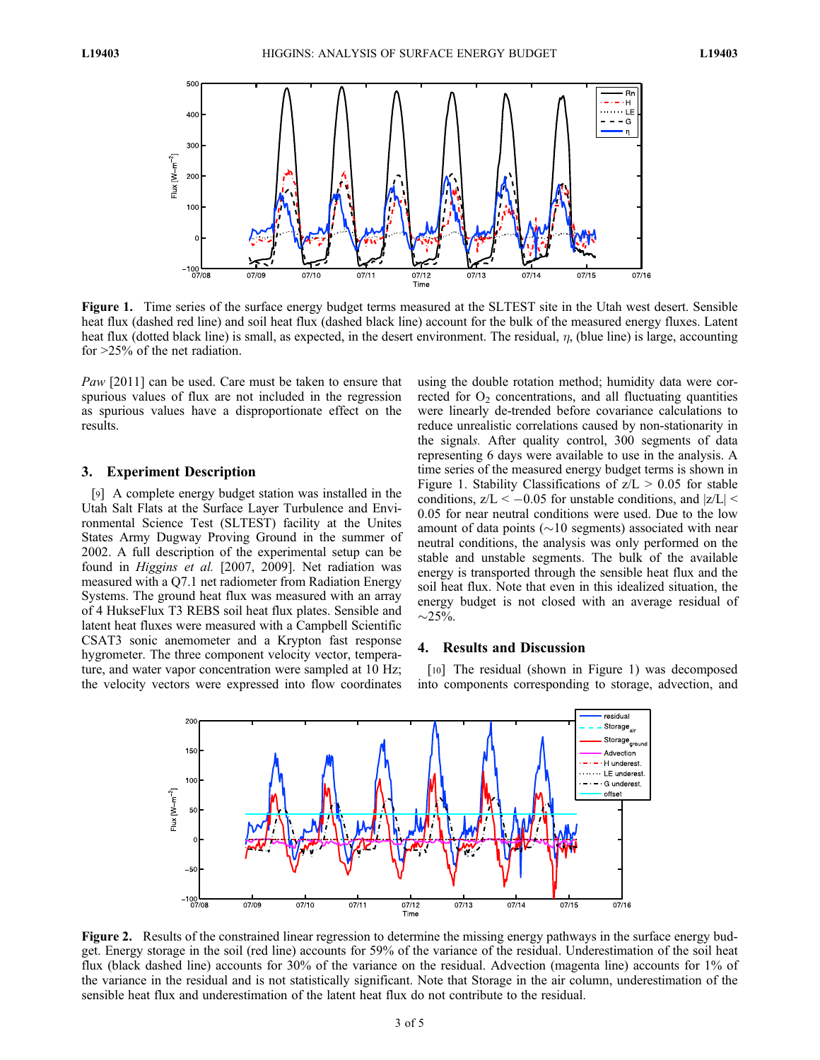**Figure 1.** Time series of the surface energy budget terms measured at the SLTEST site in the Utah west desert. Sensible heat flux (dashed red line) and soil heat flux (dashed black line) account for the bulk of the measured energy fluxes. Latent heat flux (dotted black line) is small, as expected, in the desert environment. The residual, $\eta$, (blue line) is large, accounting for >25% of the net radiation.

*Paw* [2011] can be used. Care must be taken to ensure that spurious values of flux are not included in the regression as spurious values have a disproportionate effect on the results.

## 3. Experiment Description

[9] A complete energy budget station was installed in the Utah Salt Flats at the Surface Layer Turbulence and Environmental Science Test (SLTEST) facility at the Unites States Army Dugway Proving Ground in the summer of 2002. A full description of the experimental setup can be found in *Higgins et al.* [2007, 2009]. Net radiation was measured with a Q7.1 net radiometer from Radiation Energy Systems. The ground heat flux was measured with an array of 4 HukseFlux T3 REBS soil heat flux plates. Sensible and latent heat fluxes were measured with a Campbell Scientific CSAT3 sonic anemometer and a Krypton fast response hygrometer. The three component velocity vector, temperature, and water vapor concentration were sampled at 10 Hz; the velocity vectors were expressed into flow coordinates using the double rotation method; humidity data were corrected for $O_2$ concentrations, and all fluctuating quantities were linearly de-trended before covariance calculations to reduce unrealistic correlations caused by non-stationarity in the signal*s*. After quality control, 300 segments of data representing 6 days were available to use in the analysis. A time series of the measured energy budget terms is shown in Figure 1. Stability Classifications of $z/L > 0.05$ for stable conditions, $z/L < -0.05$ for unstable conditions, and $|z/L| < 0.05$ for near neutral conditions were used. Due to the low amount of data points (~10 segments) associated with near neutral conditions, the analysis was only performed on the stable and unstable segments. The bulk of the available energy is transported through the sensible heat flux and the soil heat flux. Note that even in this idealized situation, the energy budget is not closed with an average residual of ~25%.

## 4. Results and Discussion

[10] The residual (shown in Figure 1) was decomposed into components corresponding to storage, advection, and

**Figure 2.** Results of the constrained linear regression to determine the missing energy pathways in the surface energy budget. Energy storage in the soil (red line) accounts for 59% of the variance of the residual. Underestimation of the soil heat flux (black dashed line) accounts for 30% of the variance on the residual. Advection (magenta line) accounts for 1% of the variance in the residual and is not statistically significant. Note that Storage in the air column, underestimation of the sensible heat flux and underestimation of the latent heat flux do not contribute to the residual.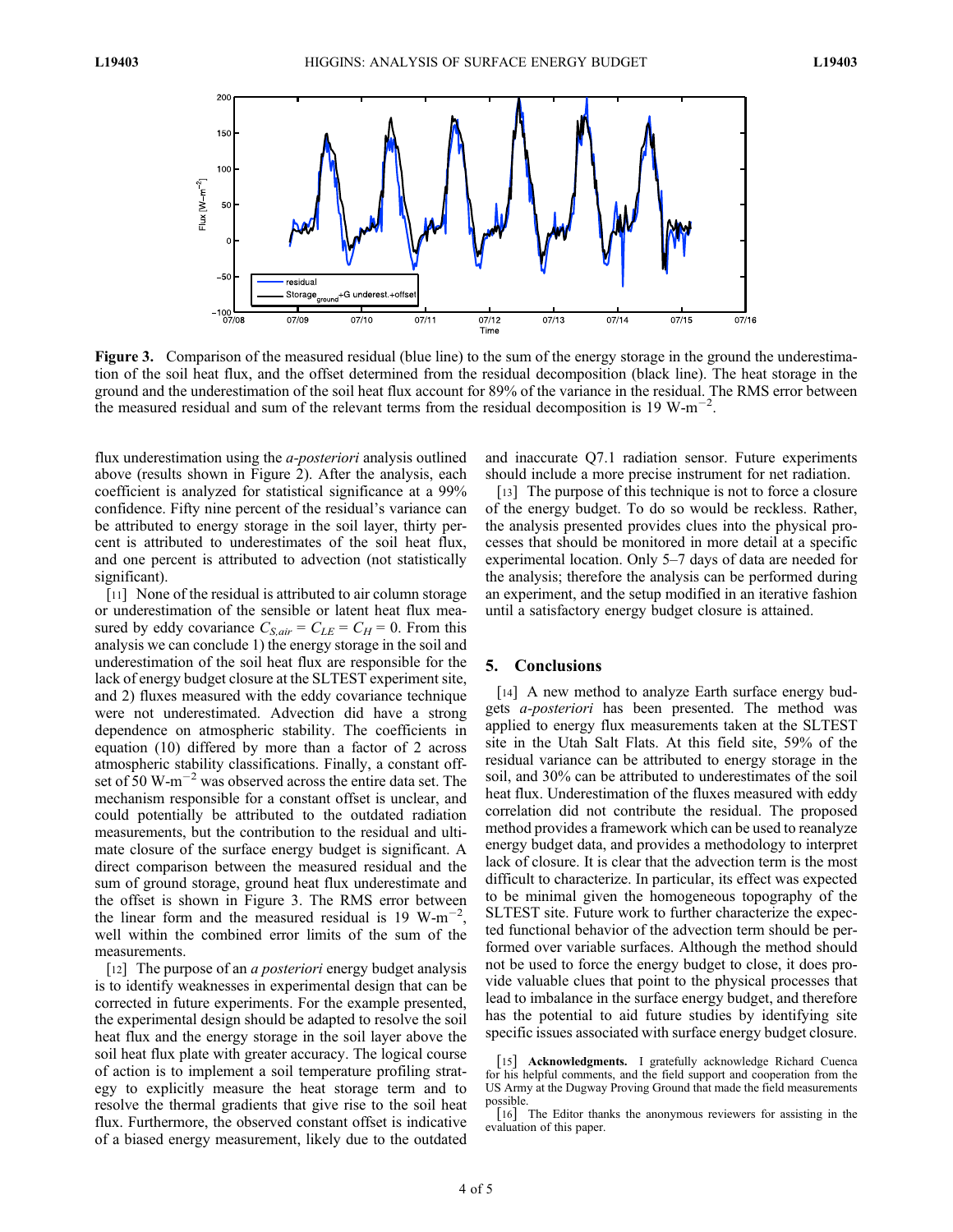**Figure 3.** Comparison of the measured residual (blue line) to the sum of the energy storage in the ground the underestimation of the soil heat flux, and the offset determined from the residual decomposition (black line). The heat storage in the ground and the underestimation of the soil heat flux account for 89% of the variance in the residual. The RMS error between the measured residual and sum of the relevant terms from the residual decomposition is 19 W-m$^{-2}$.

flux underestimation using the *a-posteriori* analysis outlined above (results shown in Figure 2). After the analysis, each coefficient is analyzed for statistical significance at a 99% confidence. Fifty nine percent of the residual's variance can be attributed to energy storage in the soil layer, thirty percent is attributed to underestimates of the soil heat flux, and one percent is attributed to advection (not statistically significant).

[11] None of the residual is attributed to air column storage or underestimation of the sensible or latent heat flux measured by eddy covariance $C_{S,air} = C_{LE} = C_H = 0$. From this analysis we can conclude 1) the energy storage in the soil and underestimation of the soil heat flux are responsible for the lack of energy budget closure at the SLTEST experiment site, and 2) fluxes measured with the eddy covariance technique were not underestimated. Advection did have a strong dependence on atmospheric stability. The coefficients in equation (10) differed by more than a factor of 2 across atmospheric stability classifications. Finally, a constant offset of 50 W-m$^{-2}$ was observed across the entire data set. The mechanism responsible for a constant offset is unclear, and could potentially be attributed to the outdated radiation measurements, but the contribution to the residual and ultimate closure of the surface energy budget is significant. A direct comparison between the measured residual and the sum of ground storage, ground heat flux underestimate and the offset is shown in Figure 3. The RMS error between the linear form and the measured residual is 19 W-m$^{-2}$, well within the combined error limits of the sum of the measurements.

[12] The purpose of an *a posteriori* energy budget analysis is to identify weaknesses in experimental design that can be corrected in future experiments. For the example presented, the experimental design should be adapted to resolve the soil heat flux and the energy storage in the soil layer above the soil heat flux plate with greater accuracy. The logical course of action is to implement a soil temperature profiling strategy to explicitly measure the heat storage term and to resolve the thermal gradients that give rise to the soil heat flux. Furthermore, the observed constant offset is indicative of a biased energy measurement, likely due to the outdated and inaccurate Q7.1 radiation sensor. Future experiments should include a more precise instrument for net radiation.

[13] The purpose of this technique is not to force a closure of the energy budget. To do so would be reckless. Rather, the analysis presented provides clues into the physical processes that should be monitored in more detail at a specific experimental location. Only 5–7 days of data are needed for the analysis; therefore the analysis can be performed during an experiment, and the setup modified in an iterative fashion until a satisfactory energy budget closure is attained.

## 5. Conclusions

[14] A new method to analyze Earth surface energy budgets *a-posteriori* has been presented. The method was applied to energy flux measurements taken at the SLTEST site in the Utah Salt Flats. At this field site, 59% of the residual variance can be attributed to energy storage in the soil, and 30% can be attributed to underestimates of the soil heat flux. Underestimation of the fluxes measured with eddy correlation did not contribute the residual. The proposed method provides a framework which can be used to reanalyze energy budget data, and provides a methodology to interpret lack of closure. It is clear that the advection term is the most difficult to characterize. In particular, its effect was expected to be minimal given the homogeneous topography of the SLTEST site. Future work to further characterize the expected functional behavior of the advection term should be performed over variable surfaces. Although the method should not be used to force the energy budget to close, it does provide valuable clues that point to the physical processes that lead to imbalance in the surface energy budget, and therefore has the potential to aid future studies by identifying site specific issues associated with surface energy budget closure.

[15] **Acknowledgments.** I gratefully acknowledge Richard Cuenca for his helpful comments, and the field support and cooperation from the US Army at the Dugway Proving Ground that made the field measurements possible.

[16] The Editor thanks the anonymous reviewers for assisting in the evaluation of this paper.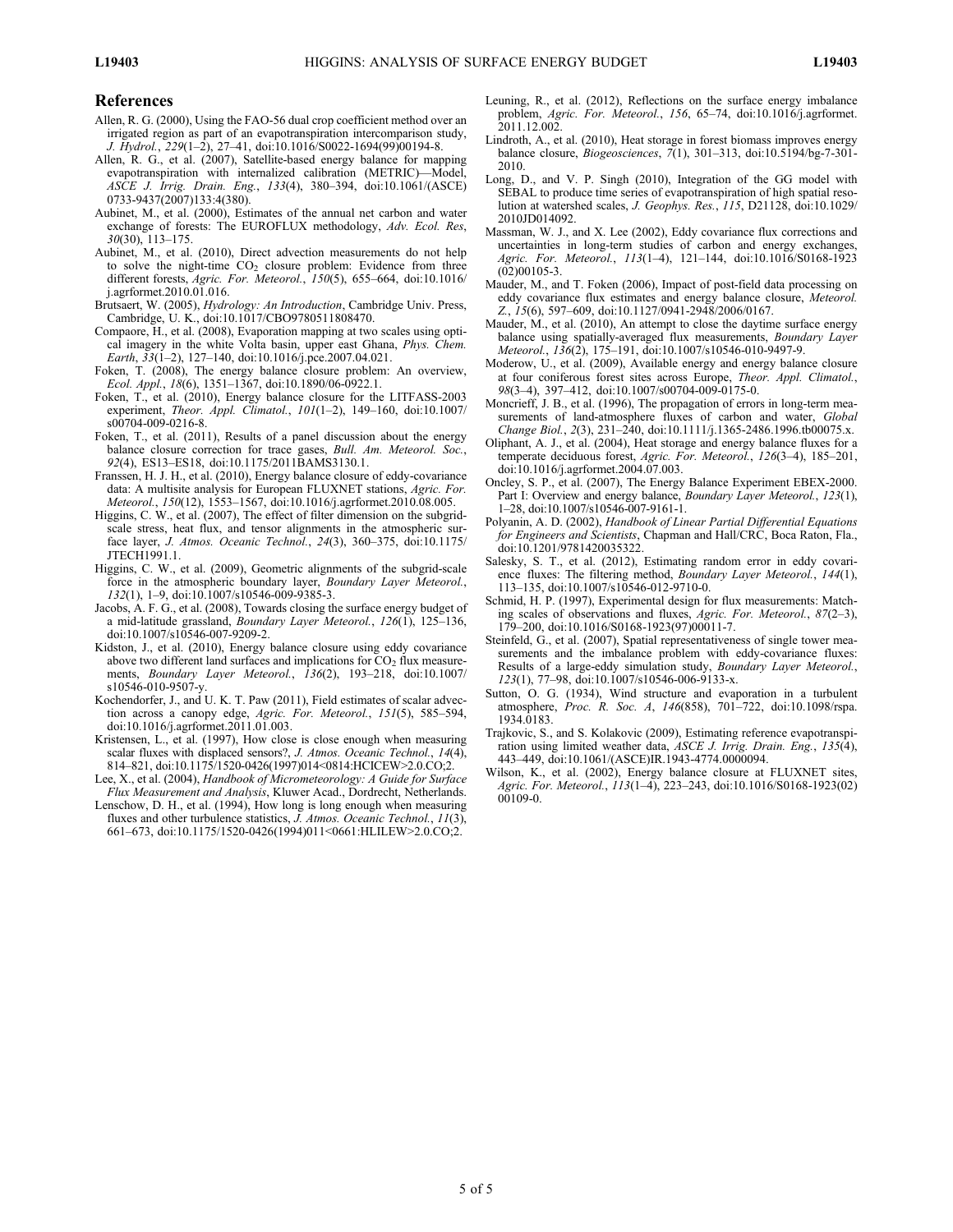## References

Allen, R. G. (2000), Using the FAO-56 dual crop coefficient method over an irrigated region as part of an evapotranspiration intercomparison study, *J. Hydrol.*, *229*(1–2), 27–41, doi:10.1016/S0022-1694(99)00194-8.

Allen, R. G., et al. (2007), Satellite-based energy balance for mapping evapotranspiration with internalized calibration (METRIC)—Model, *ASCE J. Irrig. Drain. Eng.*, *133*(4), 380–394, doi:10.1061/(ASCE)0733-9437(2007)133:4(380).

Aubinet, M., et al. (2000), Estimates of the annual net carbon and water exchange of forests: The EUROFLUX methodology, *Adv. Ecol. Res*, *30*(30), 113–175.

Aubinet, M., et al. (2010), Direct advection measurements do not help to solve the night-time $CO_2$ closure problem: Evidence from three different forests, *Agric. For. Meteorol.*, *150*(5), 655–664, doi:10.1016/j.agrformet.2010.01.016.

Brutsaert, W. (2005), *Hydrology: An Introduction*, Cambridge Univ. Press, Cambridge, U. K., doi:10.1017/CBO9780511808470.

Compaore, H., et al. (2008), Evaporation mapping at two scales using optical imagery in the white Volta basin, upper east Ghana, *Phys. Chem. Earth*, *33*(1–2), 127–140, doi:10.1016/j.pce.2007.04.021.

Foken, T. (2008), The energy balance closure problem: An overview, *Ecol. Appl.*, *18*(6), 1351–1367, doi:10.1890/06-0922.1.

Foken, T., et al. (2010), Energy balance closure for the LITFASS-2003 experiment, *Theor. Appl. Climatol.*, *101*(1–2), 149–160, doi:10.1007/s00704-009-0216-8.

Foken, T., et al. (2011), Results of a panel discussion about the energy balance closure correction for trace gases, *Bull. Am. Meteorol. Soc.*, *92*(4), ES13–ES18, doi:10.1175/2011BAMS3130.1.

Franssen, H. J. H., et al. (2010), Energy balance closure of eddy-covariance data: A multisite analysis for European FLUXNET stations, *Agric. For. Meteorol.*, *150*(12), 1553–1567, doi:10.1016/j.agrformet.2010.08.005.

Higgins, C. W., et al. (2007), The effect of filter dimension on the subgrid-scale stress, heat flux, and tensor alignments in the atmospheric surface layer, *J. Atmos. Oceanic Technol.*, *24*(3), 360–375, doi:10.1175/JTECH1991.1.

Higgins, C. W., et al. (2009), Geometric alignments of the subgrid-scale force in the atmospheric boundary layer, *Boundary Layer Meteorol.*, *132*(1), 1–9, doi:10.1007/s10546-009-9385-3.

Jacobs, A. F. G., et al. (2008), Towards closing the surface energy budget of a mid-latitude grassland, *Boundary Layer Meteorol.*, *126*(1), 125–136, doi:10.1007/s10546-007-9209-2.

Kidston, J., et al. (2010), Energy balance closure using eddy covariance above two different land surfaces and implications for $CO_2$ flux measurements, *Boundary Layer Meteorol.*, *136*(2), 193–218, doi:10.1007/s10546-010-9507-y.

Kochendorfer, J., and U. K. T. Paw (2011), Field estimates of scalar advection across a canopy edge, *Agric. For. Meteorol.*, *151*(5), 585–594, doi:10.1016/j.agrformet.2011.01.003.

Kristensen, L., et al. (1997), How close is close enough when measuring scalar fluxes with displaced sensors?, *J. Atmos. Oceanic Technol.*, *14*(4), 814–821, doi:10.1175/1520-0426(1997)014<0814:HCICEW>2.0.CO;2.

Lee, X., et al. (2004), *Handbook of Micrometeorology: A Guide for Surface Flux Measurement and Analysis*, Kluwer Acad., Dordrecht, Netherlands.

Lenschow, D. H., et al. (1994), How long is long enough when measuring fluxes and other turbulence statistics, *J. Atmos. Oceanic Technol.*, *11*(3), 661–673, doi:10.1175/1520-0426(1994)011<0661:HLILEW>2.0.CO;2.

Leuning, R., et al. (2012), Reflections on the surface energy imbalance problem, *Agric. For. Meteorol.*, *156*, 65–74, doi:10.1016/j.agrformet.2011.12.002.

Lindroth, A., et al. (2010), Heat storage in forest biomass improves energy balance closure, *Biogeosciences*, *7*(1), 301–313, doi:10.5194/bg-7-301-2010.

Long, D., and V. P. Singh (2010), Integration of the GG model with SEBAL to produce time series of evapotranspiration of high spatial resolution at watershed scales, *J. Geophys. Res.*, *115*, D21128, doi:10.1029/2010JD014092.

Massman, W. J., and X. Lee (2002), Eddy covariance flux corrections and uncertainties in long-term studies of carbon and energy exchanges, *Agric. For. Meteorol.*, *113*(1–4), 121–144, doi:10.1016/S0168-1923(02)00105-3.

Mauder, M., and T. Foken (2006), Impact of post-field data processing on eddy covariance flux estimates and energy balance closure, *Meteorol. Z.*, *15*(6), 597–609, doi:10.1127/0941-2948/2006/0167.

Mauder, M., et al. (2010), An attempt to close the daytime surface energy balance using spatially-averaged flux measurements, *Boundary Layer Meteorol.*, *136*(2), 175–191, doi:10.1007/s10546-010-9497-9.

Moderow, U., et al. (2009), Available energy and energy balance closure at four coniferous forest sites across Europe, *Theor. Appl. Climatol.*, *98*(3–4), 397–412, doi:10.1007/s00704-009-0175-0.

Moncrieff, J. B., et al. (1996), The propagation of errors in long-term measurements of land-atmosphere fluxes of carbon and water, *Global Change Biol.*, *2*(3), 231–240, doi:10.1111/j.1365-2486.1996.tb00075.x.

Oliphant, A. J., et al. (2004), Heat storage and energy balance fluxes for a temperate deciduous forest, *Agric. For. Meteorol.*, *126*(3–4), 185–201, doi:10.1016/j.agrformet.2004.07.003.

Oncley, S. P., et al. (2007), The Energy Balance Experiment EBEX-2000. Part I: Overview and energy balance, *Boundary Layer Meteorol.*, *123*(1), 1–28, doi:10.1007/s10546-007-9161-1.

Polyanin, A. D. (2002), *Handbook of Linear Partial Differential Equations for Engineers and Scientists*, Chapman and Hall/CRC, Boca Raton, Fla., doi:10.1201/9781420035322.

Salesky, S. T., et al. (2012), Estimating random error in eddy covariance fluxes: The filtering method, *Boundary Layer Meteorol.*, *144*(1), 113–135, doi:10.1007/s10546-012-9710-0.

Schmid, H. P. (1997), Experimental design for flux measurements: Matching scales of observations and fluxes, *Agric. For. Meteorol.*, *87*(2–3), 179–200, doi:10.1016/S0168-1923(97)00011-7.

Steinfeld, G., et al. (2007), Spatial representativeness of single tower measurements and the imbalance problem with eddy-covariance fluxes: Results of a large-eddy simulation study, *Boundary Layer Meteorol.*, *123*(1), 77–98, doi:10.1007/s10546-006-9133-x.

Sutton, O. G. (1934), Wind structure and evaporation in a turbulent atmosphere, *Proc. R. Soc. A*, *146*(858), 701–722, doi:10.1098/rspa.1934.0183.

Trajkovic, S., and S. Kolakovic (2009), Estimating reference evapotranspiration using limited weather data, *ASCE J. Irrig. Drain. Eng.*, *135*(4), 443–449, doi:10.1061/(ASCE)IR.1943-4774.0000094.

Wilson, K., et al. (2002), Energy balance closure at FLUXNET sites, *Agric. For. Meteorol.*, *113*(1–4), 223–243, doi:10.1016/S0168-1923(02)00109-0.